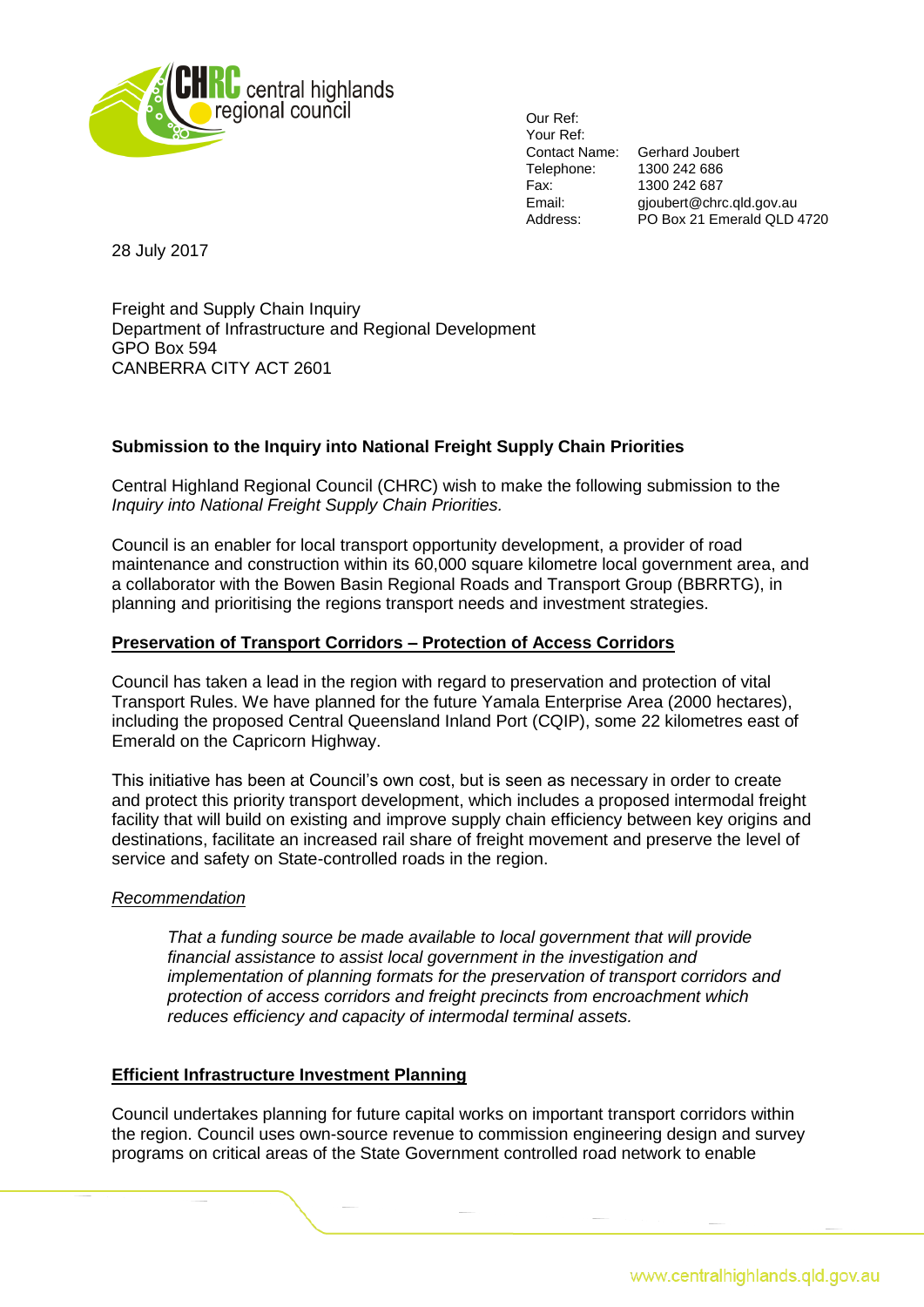central highlands regional council

Our Ref:
Your Ref:
Contact Name: Gerhard Joubert
Telephone: 1300 242 686
Fax: 1300 242 687
Email: gjoubert@chrc.qld.gov.au
Address: PO Box 21 Emerald QLD 4720

28 July 2017

Freight and Supply Chain Inquiry
Department of Infrastructure and Regional Development
GPO Box 594
CANBERRA CITY ACT 2601

**Submission to the Inquiry into National Freight Supply Chain Priorities**

Central Highland Regional Council (CHRC) wish to make the following submission to the *Inquiry into National Freight Supply Chain Priorities.*

Council is an enabler for local transport opportunity development, a provider of road maintenance and construction within its 60,000 square kilometre local government area, and a collaborator with the Bowen Basin Regional Roads and Transport Group (BBRRTG), in planning and prioritising the regions transport needs and investment strategies.

**<u>Preservation of Transport Corridors – Protection of Access Corridors</u>**

Council has taken a lead in the region with regard to preservation and protection of vital Transport Rules. We have planned for the future Yamala Enterprise Area (2000 hectares), including the proposed Central Queensland Inland Port (CQIP), some 22 kilometres east of Emerald on the Capricorn Highway.

This initiative has been at Council's own cost, but is seen as necessary in order to create and protect this priority transport development, which includes a proposed intermodal freight facility that will build on existing and improve supply chain efficiency between key origins and destinations, facilitate an increased rail share of freight movement and preserve the level of service and safety on State-controlled roads in the region.

*<u>Recommendation</u>*

> *That a funding source be made available to local government that will provide financial assistance to assist local government in the investigation and implementation of planning formats for the preservation of transport corridors and protection of access corridors and freight precincts from encroachment which reduces efficiency and capacity of intermodal terminal assets.*

**<u>Efficient Infrastructure Investment Planning</u>**

Council undertakes planning for future capital works on important transport corridors within the region. Council uses own-source revenue to commission engineering design and survey programs on critical areas of the State Government controlled road network to enable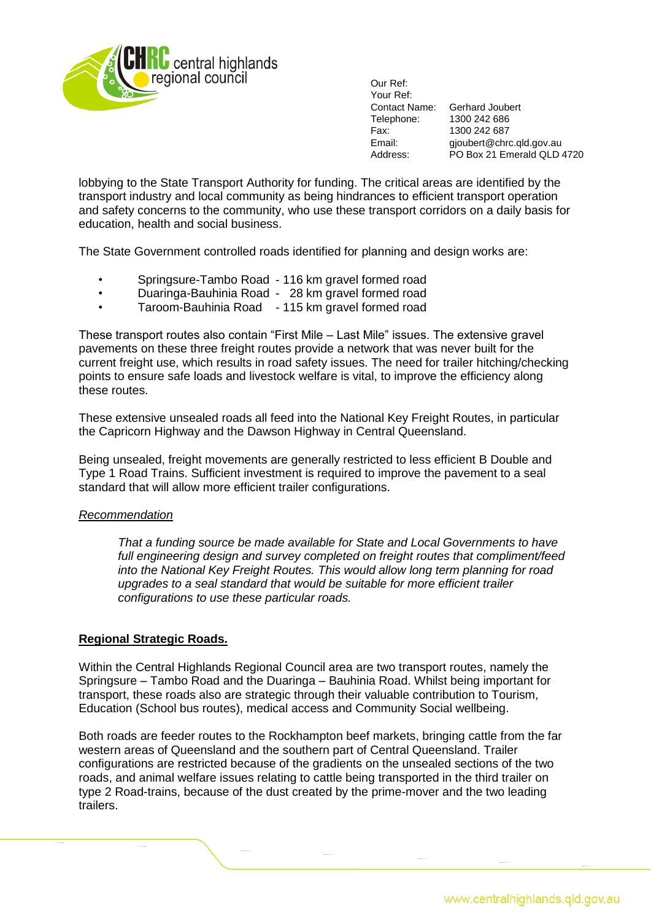Our Ref:
Your Ref:
Contact Name: Gerhard Joubert
Telephone: 1300 242 686
Fax: 1300 242 687
Email: gjoubert@chrc.qld.gov.au
Address: PO Box 21 Emerald QLD 4720

lobbying to the State Transport Authority for funding. The critical areas are identified by the transport industry and local community as being hindrances to efficient transport operation and safety concerns to the community, who use these transport corridors on a daily basis for education, health and social business.

The State Government controlled roads identified for planning and design works are:

- Springsure-Tambo Road - 116 km gravel formed road
- Duaringa-Bauhinia Road - 28 km gravel formed road
- Taroom-Bauhinia Road - 115 km gravel formed road

These transport routes also contain "First Mile – Last Mile" issues. The extensive gravel pavements on these three freight routes provide a network that was never built for the current freight use, which results in road safety issues. The need for trailer hitching/checking points to ensure safe loads and livestock welfare is vital, to improve the efficiency along these routes.

These extensive unsealed roads all feed into the National Key Freight Routes, in particular the Capricorn Highway and the Dawson Highway in Central Queensland.

Being unsealed, freight movements are generally restricted to less efficient B Double and Type 1 Road Trains. Sufficient investment is required to improve the pavement to a seal standard that will allow more efficient trailer configurations.

*Recommendation*

> *That a funding source be made available for State and Local Governments to have full engineering design and survey completed on freight routes that compliment/feed into the National Key Freight Routes. This would allow long term planning for road upgrades to a seal standard that would be suitable for more efficient trailer configurations to use these particular roads.*

**Regional Strategic Roads.**

Within the Central Highlands Regional Council area are two transport routes, namely the Springsure – Tambo Road and the Duaringa – Bauhinia Road. Whilst being important for transport, these roads also are strategic through their valuable contribution to Tourism, Education (School bus routes), medical access and Community Social wellbeing.

Both roads are feeder routes to the Rockhampton beef markets, bringing cattle from the far western areas of Queensland and the southern part of Central Queensland. Trailer configurations are restricted because of the gradients on the unsealed sections of the two roads, and animal welfare issues relating to cattle being transported in the third trailer on type 2 Road-trains, because of the dust created by the prime-mover and the two leading trailers.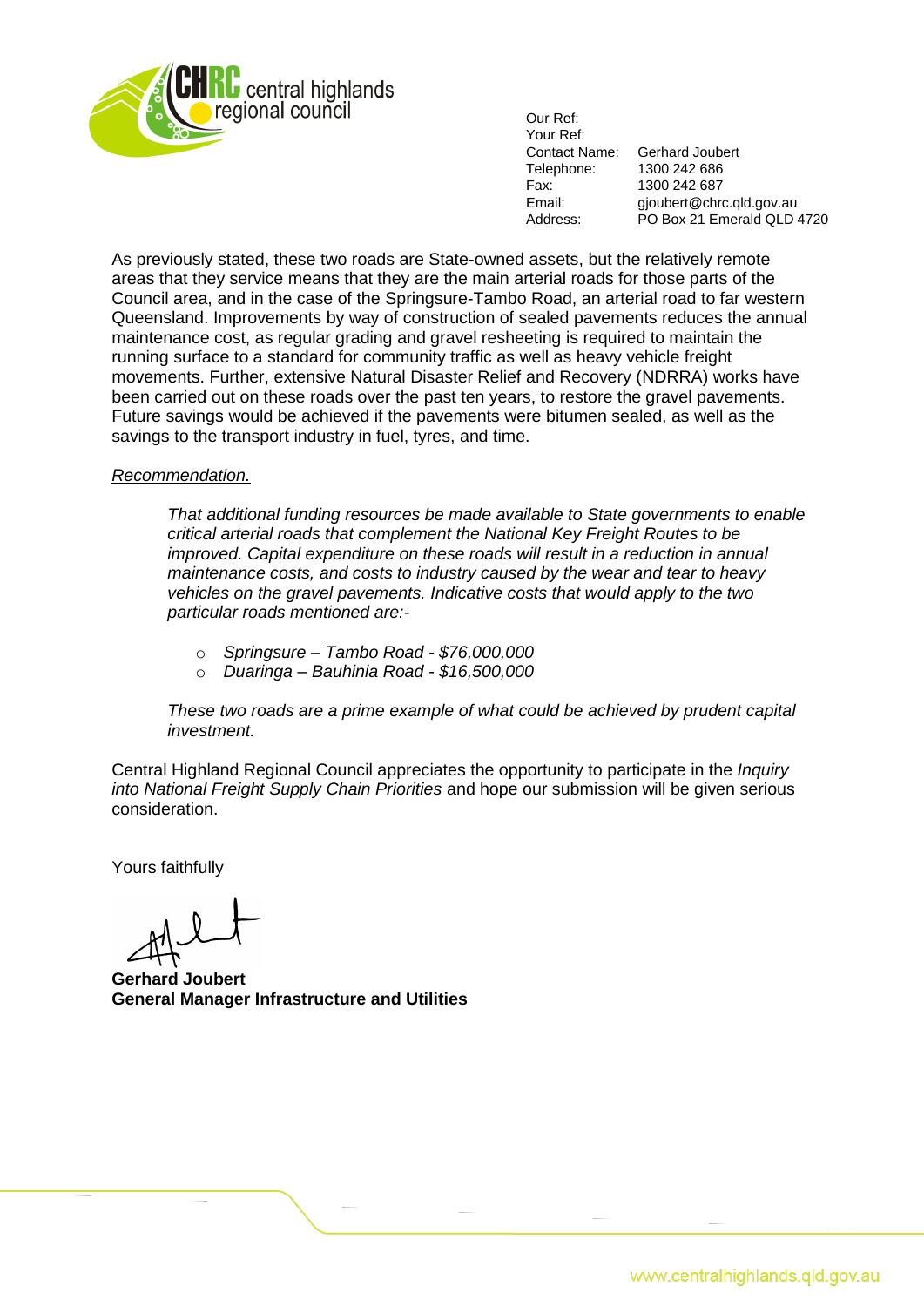Our Ref:
Your Ref:
Contact Name: Gerhard Joubert
Telephone: 1300 242 686
Fax: 1300 242 687
Email: gjoubert@chrc.qld.gov.au
Address: PO Box 21 Emerald QLD 4720

As previously stated, these two roads are State-owned assets, but the relatively remote areas that they service means that they are the main arterial roads for those parts of the Council area, and in the case of the Springsure-Tambo Road, an arterial road to far western Queensland. Improvements by way of construction of sealed pavements reduces the annual maintenance cost, as regular grading and gravel resheeting is required to maintain the running surface to a standard for community traffic as well as heavy vehicle freight movements. Further, extensive Natural Disaster Relief and Recovery (NDRRA) works have been carried out on these roads over the past ten years, to restore the gravel pavements. Future savings would be achieved if the pavements were bitumen sealed, as well as the savings to the transport industry in fuel, tyres, and time.

*Recommendation.*

> *That additional funding resources be made available to State governments to enable critical arterial roads that complement the National Key Freight Routes to be improved. Capital expenditure on these roads will result in a reduction in annual maintenance costs, and costs to industry caused by the wear and tear to heavy vehicles on the gravel pavements. Indicative costs that would apply to the two particular roads mentioned are:-*
>
> - *Springsure – Tambo Road - $76,000,000*
> - *Duaringa – Bauhinia Road - $16,500,000*
>
> *These two roads are a prime example of what could be achieved by prudent capital investment.*

Central Highland Regional Council appreciates the opportunity to participate in the *Inquiry into National Freight Supply Chain Priorities* and hope our submission will be given serious consideration.

Yours faithfully

**Gerhard Joubert**
**General Manager Infrastructure and Utilities**